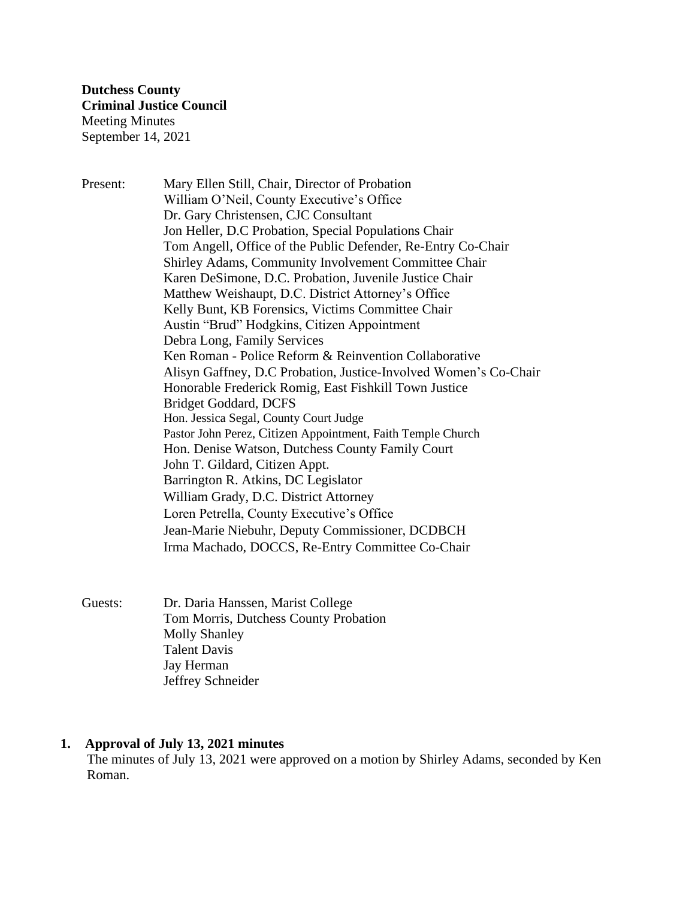**Dutchess County**
**Criminal Justice Council**
Meeting Minutes
September 14, 2021

Present:
Mary Ellen Still, Chair, Director of Probation
William O'Neil, County Executive's Office
Dr. Gary Christensen, CJC Consultant
Jon Heller, D.C Probation, Special Populations Chair
Tom Angell, Office of the Public Defender, Re-Entry Co-Chair
Shirley Adams, Community Involvement Committee Chair
Karen DeSimone, D.C. Probation, Juvenile Justice Chair
Matthew Weishaupt, D.C. District Attorney's Office
Kelly Bunt, KB Forensics, Victims Committee Chair
Austin "Brud" Hodgkins, Citizen Appointment
Debra Long, Family Services
Ken Roman - Police Reform & Reinvention Collaborative
Alisyn Gaffney, D.C Probation, Justice-Involved Women's Co-Chair
Honorable Frederick Romig, East Fishkill Town Justice
Bridget Goddard, DCFS
Hon. Jessica Segal, County Court Judge
Pastor John Perez, Citizen Appointment, Faith Temple Church
Hon. Denise Watson, Dutchess County Family Court
John T. Gildard, Citizen Appt.
Barrington R. Atkins, DC Legislator
William Grady, D.C. District Attorney
Loren Petrella, County Executive's Office
Jean-Marie Niebuhr, Deputy Commissioner, DCDBCH
Irma Machado, DOCCS, Re-Entry Committee Co-Chair

Guests:
Dr. Daria Hanssen, Marist College
Tom Morris, Dutchess County Probation
Molly Shanley
Talent Davis
Jay Herman
Jeffrey Schneider

**1. Approval of July 13, 2021 minutes**

The minutes of July 13, 2021 were approved on a motion by Shirley Adams, seconded by Ken Roman.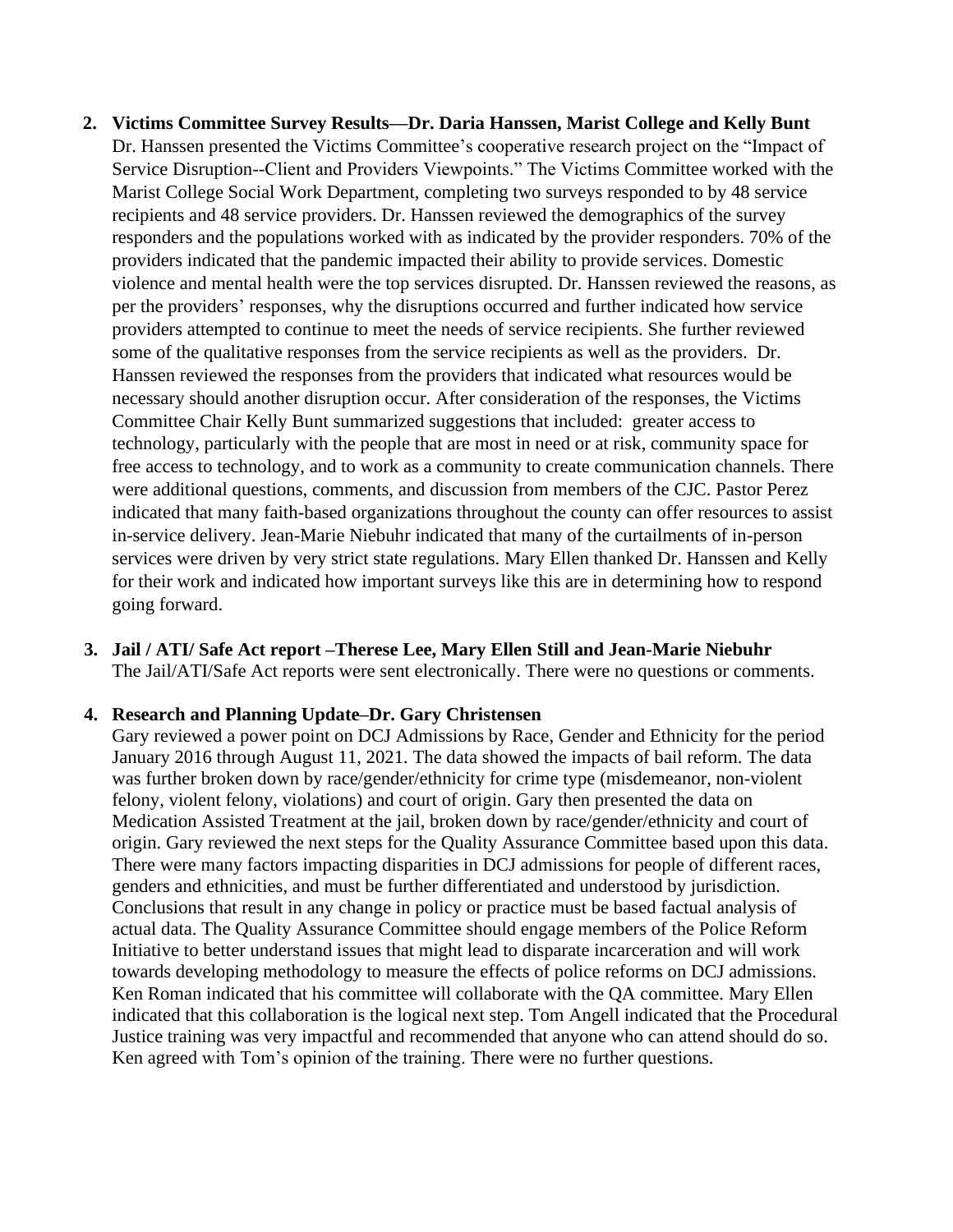2. **Victims Committee Survey Results—Dr. Daria Hanssen, Marist College and Kelly Bunt**
   Dr. Hanssen presented the Victims Committee's cooperative research project on the "Impact of Service Disruption--Client and Providers Viewpoints." The Victims Committee worked with the Marist College Social Work Department, completing two surveys responded to by 48 service recipients and 48 service providers. Dr. Hanssen reviewed the demographics of the survey responders and the populations worked with as indicated by the provider responders. 70% of the providers indicated that the pandemic impacted their ability to provide services. Domestic violence and mental health were the top services disrupted. Dr. Hanssen reviewed the reasons, as per the providers' responses, why the disruptions occurred and further indicated how service providers attempted to continue to meet the needs of service recipients. She further reviewed some of the qualitative responses from the service recipients as well as the providers. Dr. Hanssen reviewed the responses from the providers that indicated what resources would be necessary should another disruption occur. After consideration of the responses, the Victims Committee Chair Kelly Bunt summarized suggestions that included: greater access to technology, particularly with the people that are most in need or at risk, community space for free access to technology, and to work as a community to create communication channels. There were additional questions, comments, and discussion from members of the CJC. Pastor Perez indicated that many faith-based organizations throughout the county can offer resources to assist in-service delivery. Jean-Marie Niebuhr indicated that many of the curtailments of in-person services were driven by very strict state regulations. Mary Ellen thanked Dr. Hanssen and Kelly for their work and indicated how important surveys like this are in determining how to respond going forward.

3. **Jail / ATI/ Safe Act report –Therese Lee, Mary Ellen Still and Jean-Marie Niebuhr**
   The Jail/ATI/Safe Act reports were sent electronically. There were no questions or comments.

4. **Research and Planning Update–Dr. Gary Christensen**
   Gary reviewed a power point on DCJ Admissions by Race, Gender and Ethnicity for the period January 2016 through August 11, 2021. The data showed the impacts of bail reform. The data was further broken down by race/gender/ethnicity for crime type (misdemeanor, non-violent felony, violent felony, violations) and court of origin. Gary then presented the data on Medication Assisted Treatment at the jail, broken down by race/gender/ethnicity and court of origin. Gary reviewed the next steps for the Quality Assurance Committee based upon this data. There were many factors impacting disparities in DCJ admissions for people of different races, genders and ethnicities, and must be further differentiated and understood by jurisdiction. Conclusions that result in any change in policy or practice must be based factual analysis of actual data. The Quality Assurance Committee should engage members of the Police Reform Initiative to better understand issues that might lead to disparate incarceration and will work towards developing methodology to measure the effects of police reforms on DCJ admissions. Ken Roman indicated that his committee will collaborate with the QA committee. Mary Ellen indicated that this collaboration is the logical next step. Tom Angell indicated that the Procedural Justice training was very impactful and recommended that anyone who can attend should do so. Ken agreed with Tom's opinion of the training. There were no further questions.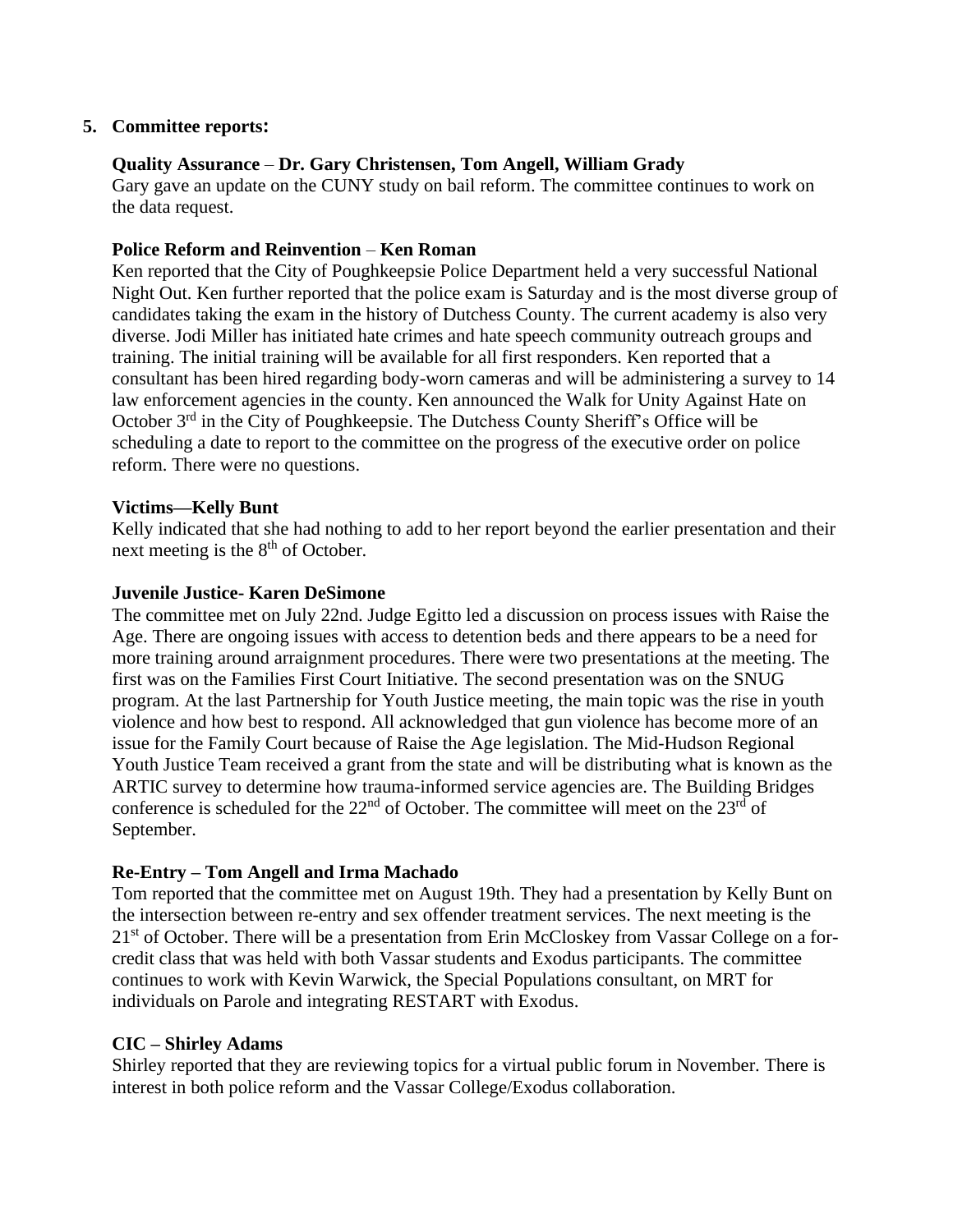5. **Committee reports:**

**Quality Assurance** – **Dr. Gary Christensen, Tom Angell, William Grady**
Gary gave an update on the CUNY study on bail reform. The committee continues to work on the data request.

**Police Reform and Reinvention** – **Ken Roman**
Ken reported that the City of Poughkeepsie Police Department held a very successful National Night Out. Ken further reported that the police exam is Saturday and is the most diverse group of candidates taking the exam in the history of Dutchess County. The current academy is also very diverse. Jodi Miller has initiated hate crimes and hate speech community outreach groups and training. The initial training will be available for all first responders. Ken reported that a consultant has been hired regarding body-worn cameras and will be administering a survey to 14 law enforcement agencies in the county. Ken announced the Walk for Unity Against Hate on October 3rd in the City of Poughkeepsie. The Dutchess County Sheriff's Office will be scheduling a date to report to the committee on the progress of the executive order on police reform. There were no questions.

**Victims—Kelly Bunt**
Kelly indicated that she had nothing to add to her report beyond the earlier presentation and their next meeting is the 8th of October.

**Juvenile Justice- Karen DeSimone**
The committee met on July 22nd. Judge Egitto led a discussion on process issues with Raise the Age. There are ongoing issues with access to detention beds and there appears to be a need for more training around arraignment procedures. There were two presentations at the meeting. The first was on the Families First Court Initiative. The second presentation was on the SNUG program. At the last Partnership for Youth Justice meeting, the main topic was the rise in youth violence and how best to respond. All acknowledged that gun violence has become more of an issue for the Family Court because of Raise the Age legislation. The Mid-Hudson Regional Youth Justice Team received a grant from the state and will be distributing what is known as the ARTIC survey to determine how trauma-informed service agencies are. The Building Bridges conference is scheduled for the 22nd of October. The committee will meet on the 23rd of September.

**Re-Entry – Tom Angell and Irma Machado**
Tom reported that the committee met on August 19th. They had a presentation by Kelly Bunt on the intersection between re-entry and sex offender treatment services. The next meeting is the 21st of October. There will be a presentation from Erin McCloskey from Vassar College on a for-credit class that was held with both Vassar students and Exodus participants. The committee continues to work with Kevin Warwick, the Special Populations consultant, on MRT for individuals on Parole and integrating RESTART with Exodus.

**CIC – Shirley Adams**
Shirley reported that they are reviewing topics for a virtual public forum in November. There is interest in both police reform and the Vassar College/Exodus collaboration.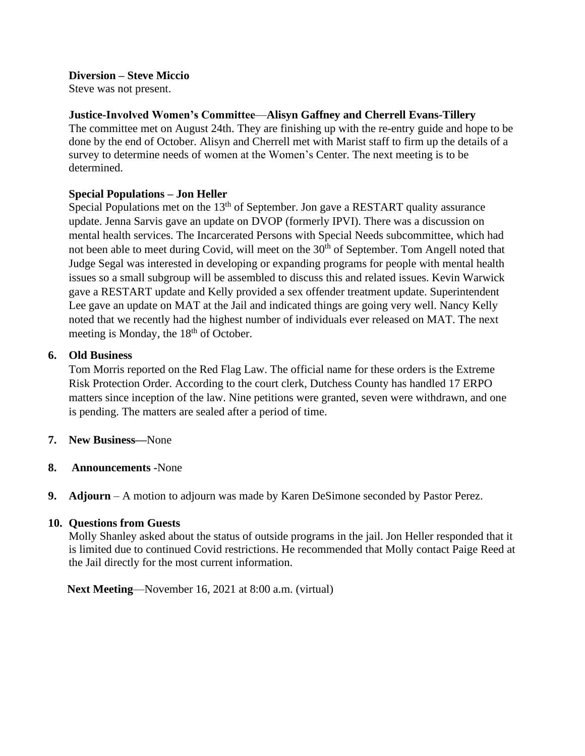**Diversion – Steve Miccio**
Steve was not present.

**Justice-Involved Women's Committee—Alisyn Gaffney and Cherrell Evans-Tillery**
The committee met on August 24th. They are finishing up with the re-entry guide and hope to be done by the end of October. Alisyn and Cherrell met with Marist staff to firm up the details of a survey to determine needs of women at the Women's Center. The next meeting is to be determined.

**Special Populations – Jon Heller**
Special Populations met on the 13th of September. Jon gave a RESTART quality assurance update. Jenna Sarvis gave an update on DVOP (formerly IPVI). There was a discussion on mental health services. The Incarcerated Persons with Special Needs subcommittee, which had not been able to meet during Covid, will meet on the 30th of September. Tom Angell noted that Judge Segal was interested in developing or expanding programs for people with mental health issues so a small subgroup will be assembled to discuss this and related issues. Kevin Warwick gave a RESTART update and Kelly provided a sex offender treatment update. Superintendent Lee gave an update on MAT at the Jail and indicated things are going very well. Nancy Kelly noted that we recently had the highest number of individuals ever released on MAT. The next meeting is Monday, the 18th of October.

6. **Old Business**
   Tom Morris reported on the Red Flag Law. The official name for these orders is the Extreme Risk Protection Order. According to the court clerk, Dutchess County has handled 17 ERPO matters since inception of the law. Nine petitions were granted, seven were withdrawn, and one is pending. The matters are sealed after a period of time.

7. **New Business—**None

8. **Announcements** -None

9. **Adjourn** – A motion to adjourn was made by Karen DeSimone seconded by Pastor Perez.

10. **Questions from Guests**
    Molly Shanley asked about the status of outside programs in the jail. Jon Heller responded that it is limited due to continued Covid restrictions. He recommended that Molly contact Paige Reed at the Jail directly for the most current information.

**Next Meeting**—November 16, 2021 at 8:00 a.m. (virtual)